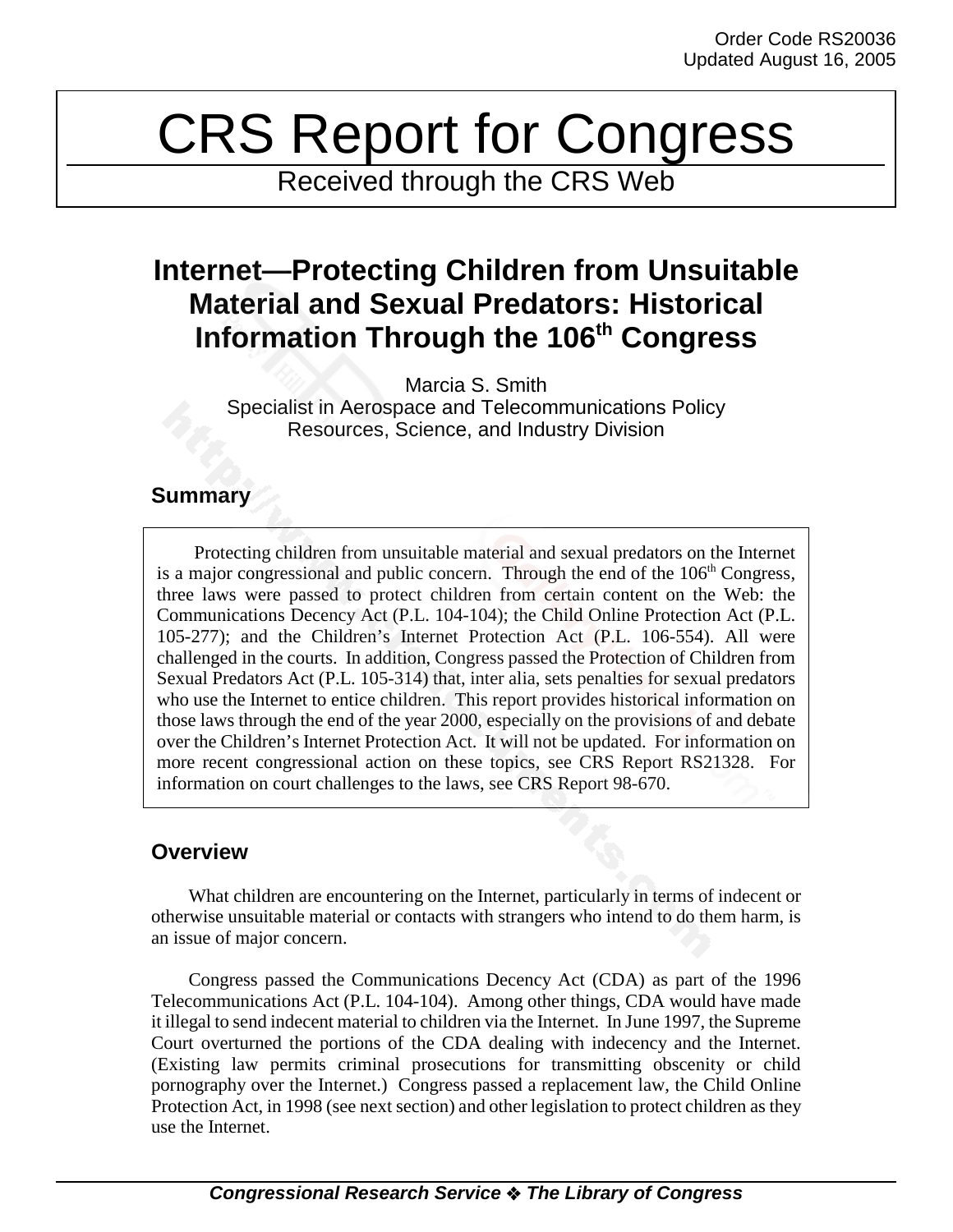Order Code RS20036
Updated August 16, 2005

# CRS Report for Congress

Received through the CRS Web

## Internet—Protecting Children from Unsuitable Material and Sexual Predators: Historical Information Through the 106th Congress

Marcia S. Smith
Specialist in Aerospace and Telecommunications Policy
Resources, Science, and Industry Division

### Summary

Protecting children from unsuitable material and sexual predators on the Internet is a major congressional and public concern. Through the end of the 106th Congress, three laws were passed to protect children from certain content on the Web: the Communications Decency Act (P.L. 104-104); the Child Online Protection Act (P.L. 105-277); and the Children's Internet Protection Act (P.L. 106-554). All were challenged in the courts. In addition, Congress passed the Protection of Children from Sexual Predators Act (P.L. 105-314) that, inter alia, sets penalties for sexual predators who use the Internet to entice children. This report provides historical information on those laws through the end of the year 2000, especially on the provisions of and debate over the Children's Internet Protection Act. It will not be updated. For information on more recent congressional action on these topics, see CRS Report RS21328. For information on court challenges to the laws, see CRS Report 98-670.

### Overview

What children are encountering on the Internet, particularly in terms of indecent or otherwise unsuitable material or contacts with strangers who intend to do them harm, is an issue of major concern.

Congress passed the Communications Decency Act (CDA) as part of the 1996 Telecommunications Act (P.L. 104-104). Among other things, CDA would have made it illegal to send indecent material to children via the Internet. In June 1997, the Supreme Court overturned the portions of the CDA dealing with indecency and the Internet. (Existing law permits criminal prosecutions for transmitting obscenity or child pornography over the Internet.) Congress passed a replacement law, the Child Online Protection Act, in 1998 (see next section) and other legislation to protect children as they use the Internet.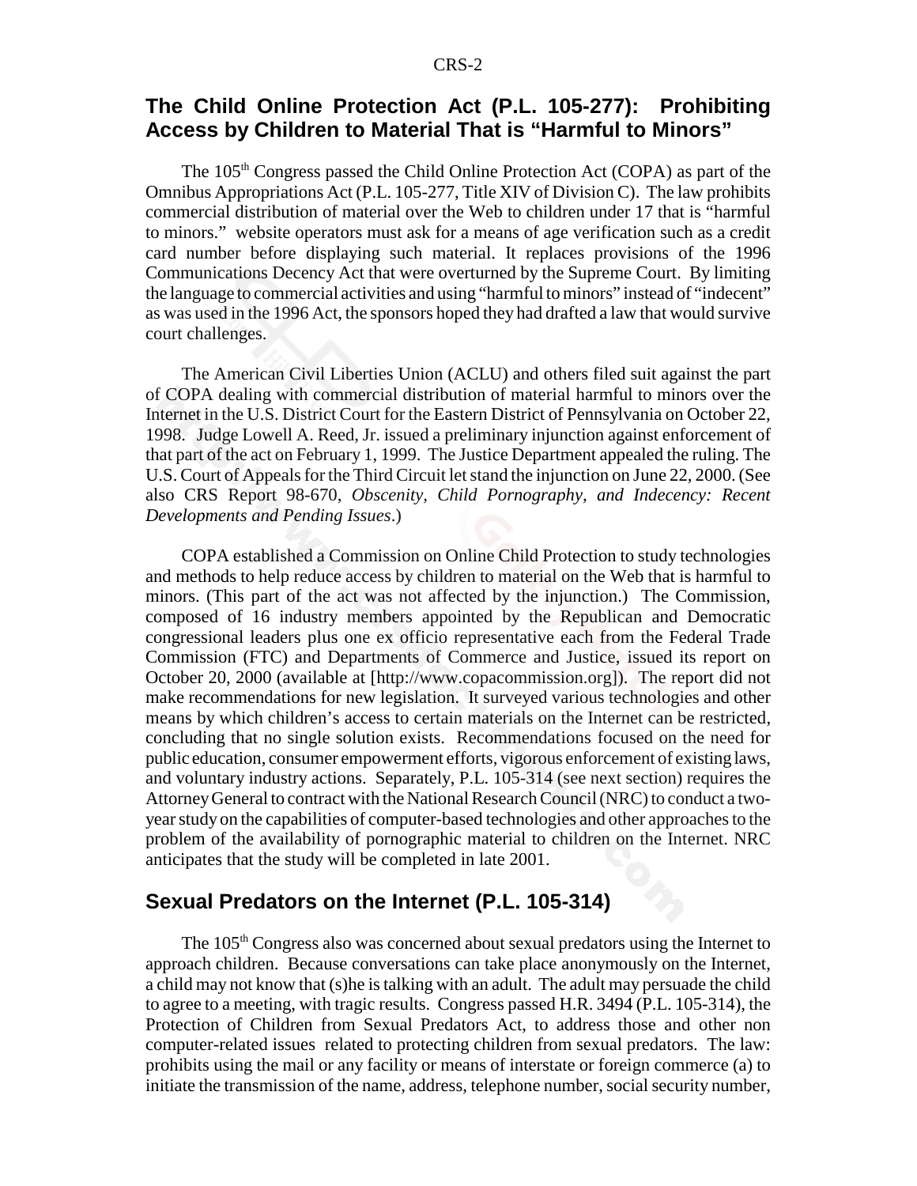## The Child Online Protection Act (P.L. 105-277): Prohibiting Access by Children to Material That is "Harmful to Minors"

The 105th Congress passed the Child Online Protection Act (COPA) as part of the Omnibus Appropriations Act (P.L. 105-277, Title XIV of Division C). The law prohibits commercial distribution of material over the Web to children under 17 that is "harmful to minors." website operators must ask for a means of age verification such as a credit card number before displaying such material. It replaces provisions of the 1996 Communications Decency Act that were overturned by the Supreme Court. By limiting the language to commercial activities and using "harmful to minors" instead of "indecent" as was used in the 1996 Act, the sponsors hoped they had drafted a law that would survive court challenges.

The American Civil Liberties Union (ACLU) and others filed suit against the part of COPA dealing with commercial distribution of material harmful to minors over the Internet in the U.S. District Court for the Eastern District of Pennsylvania on October 22, 1998. Judge Lowell A. Reed, Jr. issued a preliminary injunction against enforcement of that part of the act on February 1, 1999. The Justice Department appealed the ruling. The U.S. Court of Appeals for the Third Circuit let stand the injunction on June 22, 2000. (See also CRS Report 98-670, *Obscenity, Child Pornography, and Indecency: Recent Developments and Pending Issues*.)

COPA established a Commission on Online Child Protection to study technologies and methods to help reduce access by children to material on the Web that is harmful to minors. (This part of the act was not affected by the injunction.) The Commission, composed of 16 industry members appointed by the Republican and Democratic congressional leaders plus one ex officio representative each from the Federal Trade Commission (FTC) and Departments of Commerce and Justice, issued its report on October 20, 2000 (available at [http://www.copacommission.org]). The report did not make recommendations for new legislation. It surveyed various technologies and other means by which children's access to certain materials on the Internet can be restricted, concluding that no single solution exists. Recommendations focused on the need for public education, consumer empowerment efforts, vigorous enforcement of existing laws, and voluntary industry actions. Separately, P.L. 105-314 (see next section) requires the Attorney General to contract with the National Research Council (NRC) to conduct a two-year study on the capabilities of computer-based technologies and other approaches to the problem of the availability of pornographic material to children on the Internet. NRC anticipates that the study will be completed in late 2001.

## Sexual Predators on the Internet (P.L. 105-314)

The 105th Congress also was concerned about sexual predators using the Internet to approach children. Because conversations can take place anonymously on the Internet, a child may not know that (s)he is talking with an adult. The adult may persuade the child to agree to a meeting, with tragic results. Congress passed H.R. 3494 (P.L. 105-314), the Protection of Children from Sexual Predators Act, to address those and other non computer-related issues related to protecting children from sexual predators. The law: prohibits using the mail or any facility or means of interstate or foreign commerce (a) to initiate the transmission of the name, address, telephone number, social security number,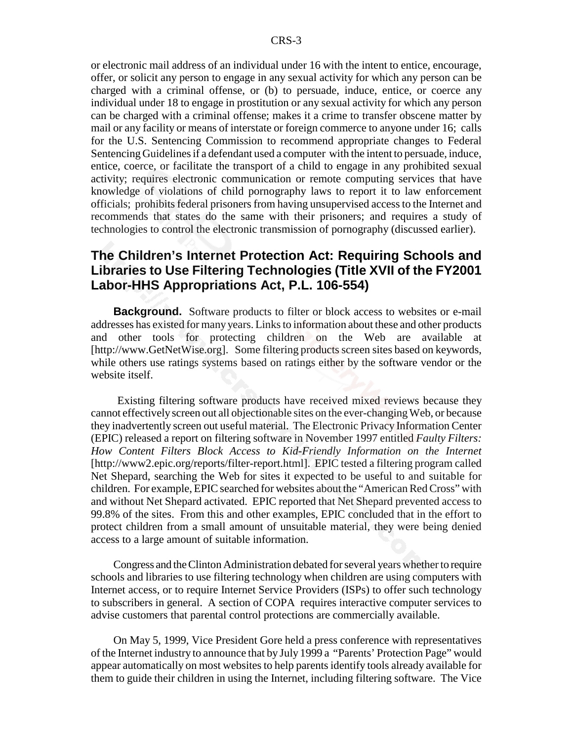or electronic mail address of an individual under 16 with the intent to entice, encourage, offer, or solicit any person to engage in any sexual activity for which any person can be charged with a criminal offense, or (b) to persuade, induce, entice, or coerce any individual under 18 to engage in prostitution or any sexual activity for which any person can be charged with a criminal offense; makes it a crime to transfer obscene matter by mail or any facility or means of interstate or foreign commerce to anyone under 16; calls for the U.S. Sentencing Commission to recommend appropriate changes to Federal Sentencing Guidelines if a defendant used a computer with the intent to persuade, induce, entice, coerce, or facilitate the transport of a child to engage in any prohibited sexual activity; requires electronic communication or remote computing services that have knowledge of violations of child pornography laws to report it to law enforcement officials; prohibits federal prisoners from having unsupervised access to the Internet and recommends that states do the same with their prisoners; and requires a study of technologies to control the electronic transmission of pornography (discussed earlier).

## The Children's Internet Protection Act: Requiring Schools and Libraries to Use Filtering Technologies (Title XVII of the FY2001 Labor-HHS Appropriations Act, P.L. 106-554)

**Background.** Software products to filter or block access to websites or e-mail addresses has existed for many years. Links to information about these and other products and other tools for protecting children on the Web are available at [http://www.GetNetWise.org]. Some filtering products screen sites based on keywords, while others use ratings systems based on ratings either by the software vendor or the website itself.

Existing filtering software products have received mixed reviews because they cannot effectively screen out all objectionable sites on the ever-changing Web, or because they inadvertently screen out useful material. The Electronic Privacy Information Center (EPIC) released a report on filtering software in November 1997 entitled *Faulty Filters: How Content Filters Block Access to Kid-Friendly Information on the Internet* [http://www2.epic.org/reports/filter-report.html]. EPIC tested a filtering program called Net Shepard, searching the Web for sites it expected to be useful to and suitable for children. For example, EPIC searched for websites about the "American Red Cross" with and without Net Shepard activated. EPIC reported that Net Shepard prevented access to 99.8% of the sites. From this and other examples, EPIC concluded that in the effort to protect children from a small amount of unsuitable material, they were being denied access to a large amount of suitable information.

Congress and the Clinton Administration debated for several years whether to require schools and libraries to use filtering technology when children are using computers with Internet access, or to require Internet Service Providers (ISPs) to offer such technology to subscribers in general. A section of COPA requires interactive computer services to advise customers that parental control protections are commercially available.

On May 5, 1999, Vice President Gore held a press conference with representatives of the Internet industry to announce that by July 1999 a "Parents' Protection Page" would appear automatically on most websites to help parents identify tools already available for them to guide their children in using the Internet, including filtering software. The Vice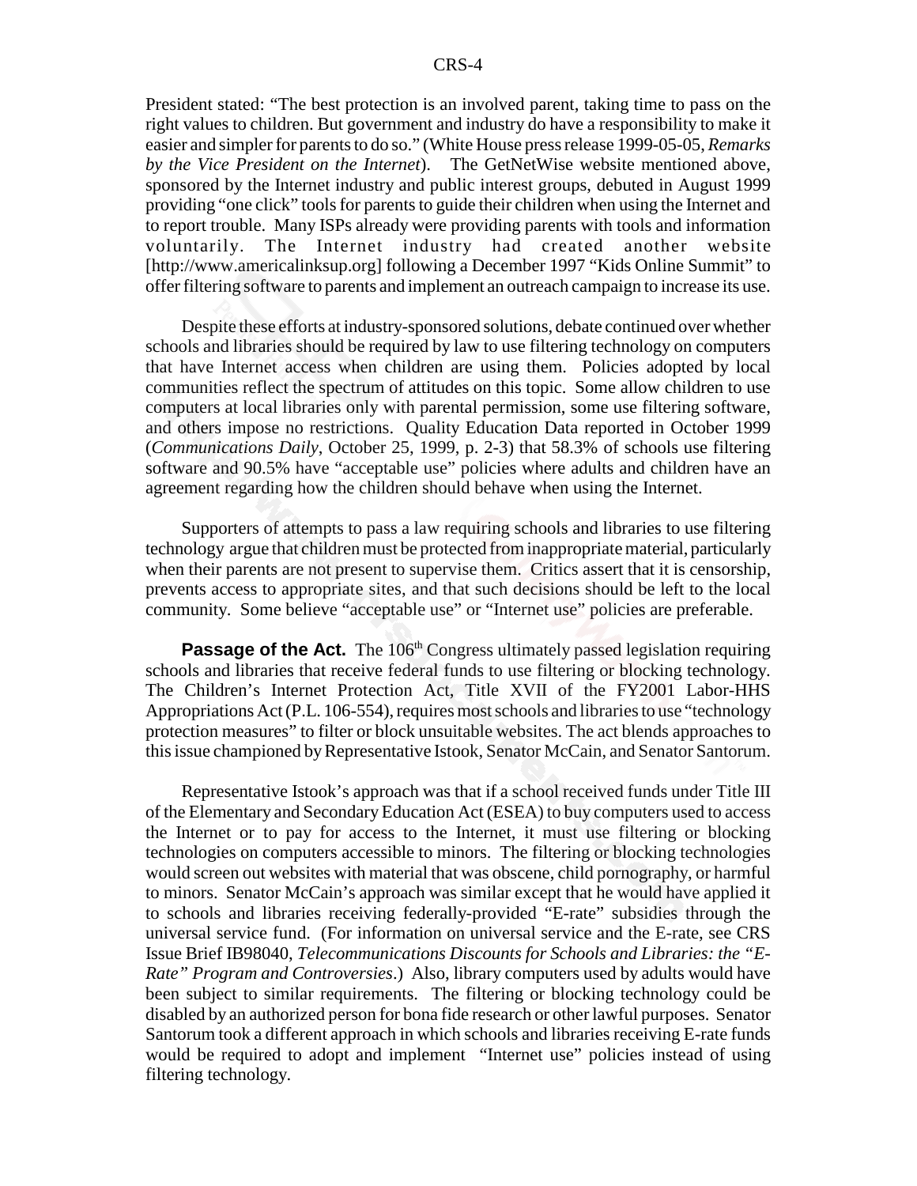President stated: "The best protection is an involved parent, taking time to pass on the right values to children. But government and industry do have a responsibility to make it easier and simpler for parents to do so." (White House press release 1999-05-05, *Remarks by the Vice President on the Internet*). The GetNetWise website mentioned above, sponsored by the Internet industry and public interest groups, debuted in August 1999 providing "one click" tools for parents to guide their children when using the Internet and to report trouble. Many ISPs already were providing parents with tools and information voluntarily. The Internet industry had created another website [http://www.americalinksup.org] following a December 1997 "Kids Online Summit" to offer filtering software to parents and implement an outreach campaign to increase its use.

Despite these efforts at industry-sponsored solutions, debate continued over whether schools and libraries should be required by law to use filtering technology on computers that have Internet access when children are using them. Policies adopted by local communities reflect the spectrum of attitudes on this topic. Some allow children to use computers at local libraries only with parental permission, some use filtering software, and others impose no restrictions. Quality Education Data reported in October 1999 (*Communications Daily*, October 25, 1999, p. 2-3) that 58.3% of schools use filtering software and 90.5% have "acceptable use" policies where adults and children have an agreement regarding how the children should behave when using the Internet.

Supporters of attempts to pass a law requiring schools and libraries to use filtering technology argue that children must be protected from inappropriate material, particularly when their parents are not present to supervise them. Critics assert that it is censorship, prevents access to appropriate sites, and that such decisions should be left to the local community. Some believe "acceptable use" or "Internet use" policies are preferable.

**Passage of the Act.** The 106th Congress ultimately passed legislation requiring schools and libraries that receive federal funds to use filtering or blocking technology. The Children's Internet Protection Act, Title XVII of the FY2001 Labor-HHS Appropriations Act (P.L. 106-554), requires most schools and libraries to use "technology protection measures" to filter or block unsuitable websites. The act blends approaches to this issue championed by Representative Istook, Senator McCain, and Senator Santorum.

Representative Istook's approach was that if a school received funds under Title III of the Elementary and Secondary Education Act (ESEA) to buy computers used to access the Internet or to pay for access to the Internet, it must use filtering or blocking technologies on computers accessible to minors. The filtering or blocking technologies would screen out websites with material that was obscene, child pornography, or harmful to minors. Senator McCain's approach was similar except that he would have applied it to schools and libraries receiving federally-provided "E-rate" subsidies through the universal service fund. (For information on universal service and the E-rate, see CRS Issue Brief IB98040, *Telecommunications Discounts for Schools and Libraries: the "E-Rate" Program and Controversies*.) Also, library computers used by adults would have been subject to similar requirements. The filtering or blocking technology could be disabled by an authorized person for bona fide research or other lawful purposes. Senator Santorum took a different approach in which schools and libraries receiving E-rate funds would be required to adopt and implement "Internet use" policies instead of using filtering technology.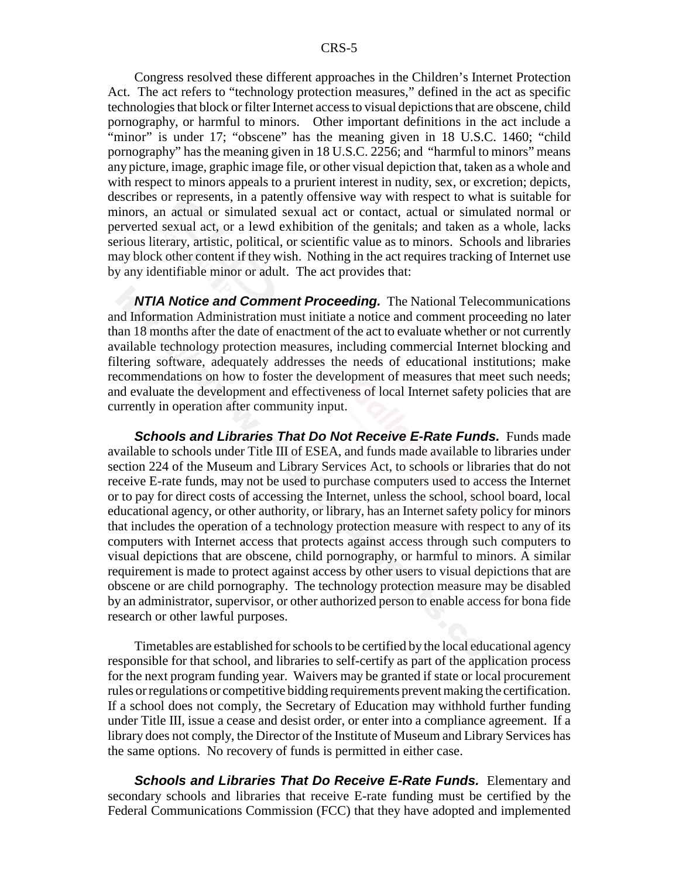Congress resolved these different approaches in the Children's Internet Protection Act. The act refers to "technology protection measures," defined in the act as specific technologies that block or filter Internet access to visual depictions that are obscene, child pornography, or harmful to minors. Other important definitions in the act include a "minor" is under 17; "obscene" has the meaning given in 18 U.S.C. 1460; "child pornography" has the meaning given in 18 U.S.C. 2256; and "harmful to minors" means any picture, image, graphic image file, or other visual depiction that, taken as a whole and with respect to minors appeals to a prurient interest in nudity, sex, or excretion; depicts, describes or represents, in a patently offensive way with respect to what is suitable for minors, an actual or simulated sexual act or contact, actual or simulated normal or perverted sexual act, or a lewd exhibition of the genitals; and taken as a whole, lacks serious literary, artistic, political, or scientific value as to minors. Schools and libraries may block other content if they wish. Nothing in the act requires tracking of Internet use by any identifiable minor or adult. The act provides that:

***NTIA Notice and Comment Proceeding.*** The National Telecommunications and Information Administration must initiate a notice and comment proceeding no later than 18 months after the date of enactment of the act to evaluate whether or not currently available technology protection measures, including commercial Internet blocking and filtering software, adequately addresses the needs of educational institutions; make recommendations on how to foster the development of measures that meet such needs; and evaluate the development and effectiveness of local Internet safety policies that are currently in operation after community input.

***Schools and Libraries That Do Not Receive E-Rate Funds.*** Funds made available to schools under Title III of ESEA, and funds made available to libraries under section 224 of the Museum and Library Services Act, to schools or libraries that do not receive E-rate funds, may not be used to purchase computers used to access the Internet or to pay for direct costs of accessing the Internet, unless the school, school board, local educational agency, or other authority, or library, has an Internet safety policy for minors that includes the operation of a technology protection measure with respect to any of its computers with Internet access that protects against access through such computers to visual depictions that are obscene, child pornography, or harmful to minors. A similar requirement is made to protect against access by other users to visual depictions that are obscene or are child pornography. The technology protection measure may be disabled by an administrator, supervisor, or other authorized person to enable access for bona fide research or other lawful purposes.

Timetables are established for schools to be certified by the local educational agency responsible for that school, and libraries to self-certify as part of the application process for the next program funding year. Waivers may be granted if state or local procurement rules or regulations or competitive bidding requirements prevent making the certification. If a school does not comply, the Secretary of Education may withhold further funding under Title III, issue a cease and desist order, or enter into a compliance agreement. If a library does not comply, the Director of the Institute of Museum and Library Services has the same options. No recovery of funds is permitted in either case.

***Schools and Libraries That Do Receive E-Rate Funds.*** Elementary and secondary schools and libraries that receive E-rate funding must be certified by the Federal Communications Commission (FCC) that they have adopted and implemented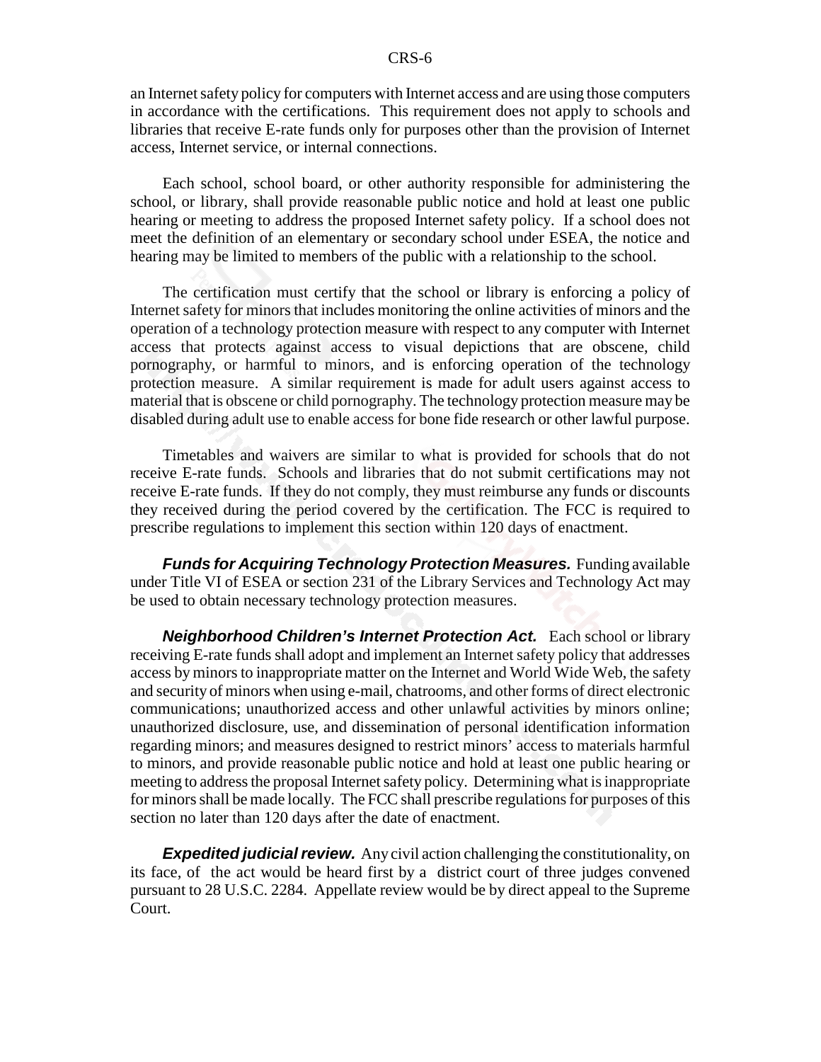an Internet safety policy for computers with Internet access and are using those computers in accordance with the certifications. This requirement does not apply to schools and libraries that receive E-rate funds only for purposes other than the provision of Internet access, Internet service, or internal connections.

Each school, school board, or other authority responsible for administering the school, or library, shall provide reasonable public notice and hold at least one public hearing or meeting to address the proposed Internet safety policy. If a school does not meet the definition of an elementary or secondary school under ESEA, the notice and hearing may be limited to members of the public with a relationship to the school.

The certification must certify that the school or library is enforcing a policy of Internet safety for minors that includes monitoring the online activities of minors and the operation of a technology protection measure with respect to any computer with Internet access that protects against access to visual depictions that are obscene, child pornography, or harmful to minors, and is enforcing operation of the technology protection measure. A similar requirement is made for adult users against access to material that is obscene or child pornography. The technology protection measure may be disabled during adult use to enable access for bone fide research or other lawful purpose.

Timetables and waivers are similar to what is provided for schools that do not receive E-rate funds. Schools and libraries that do not submit certifications may not receive E-rate funds. If they do not comply, they must reimburse any funds or discounts they received during the period covered by the certification. The FCC is required to prescribe regulations to implement this section within 120 days of enactment.

***Funds for Acquiring Technology Protection Measures.*** Funding available under Title VI of ESEA or section 231 of the Library Services and Technology Act may be used to obtain necessary technology protection measures.

***Neighborhood Children's Internet Protection Act.*** Each school or library receiving E-rate funds shall adopt and implement an Internet safety policy that addresses access by minors to inappropriate matter on the Internet and World Wide Web, the safety and security of minors when using e-mail, chatrooms, and other forms of direct electronic communications; unauthorized access and other unlawful activities by minors online; unauthorized disclosure, use, and dissemination of personal identification information regarding minors; and measures designed to restrict minors' access to materials harmful to minors, and provide reasonable public notice and hold at least one public hearing or meeting to address the proposal Internet safety policy. Determining what is inappropriate for minors shall be made locally. The FCC shall prescribe regulations for purposes of this section no later than 120 days after the date of enactment.

***Expedited judicial review.*** Any civil action challenging the constitutionality, on its face, of the act would be heard first by a district court of three judges convened pursuant to 28 U.S.C. 2284. Appellate review would be by direct appeal to the Supreme Court.